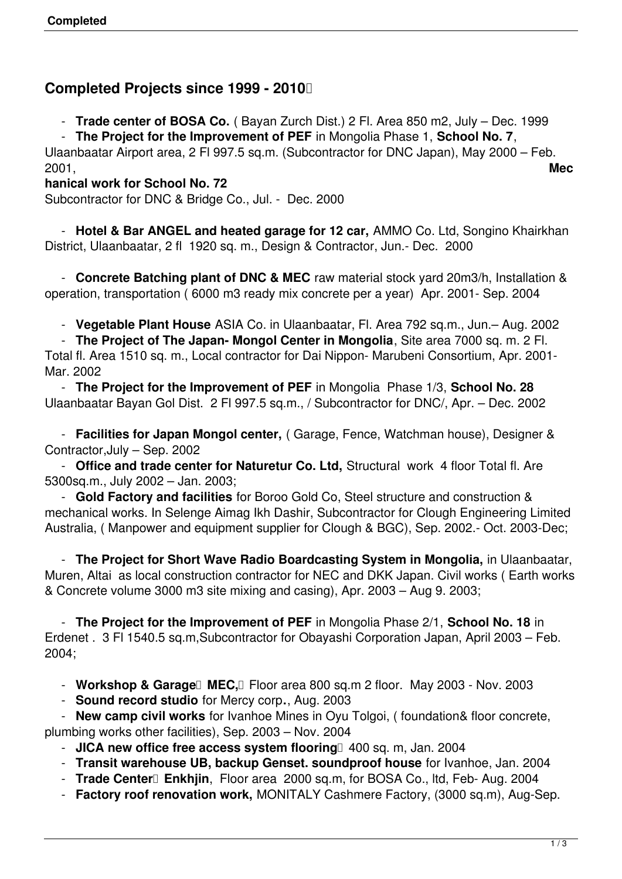## Completed Projects since 1999 - 2010

- **Trade center of BOSA Co.** ( Bayan Zurch Dist.) 2 Fl. Area 850 m2, July – Dec. 1999
- **The Project for the Improvement of PEF** in Mongolia Phase 1, **School No. 7**, Ulaanbaatar Airport area, 2 Fl 997.5 sq.m. (Subcontractor for DNC Japan), May 2000 – Feb. 2001, **Mechanical work for School No. 72** Subcontractor for DNC & Bridge Co., Jul. - Dec. 2000
- **Hotel & Bar ANGEL and heated garage for 12 car,** AMMO Co. Ltd, Songino Khairkhan District, Ulaanbaatar, 2 fl 1920 sq. m., Design & Contractor, Jun.- Dec. 2000
- **Concrete Batching plant of DNC & MEC** raw material stock yard 20m3/h, Installation & operation, transportation ( 6000 m3 ready mix concrete per a year) Apr. 2001- Sep. 2004
- **Vegetable Plant House** ASIA Co. in Ulaanbaatar, Fl. Area 792 sq.m., Jun.– Aug. 2002
- **The Project of The Japan- Mongol Center in Mongolia**, Site area 7000 sq. m. 2 Fl. Total fl. Area 1510 sq. m., Local contractor for Dai Nippon- Marubeni Consortium, Apr. 2001- Mar. 2002
- **The Project for the Improvement of PEF** in Mongolia Phase 1/3, **School No. 28** Ulaanbaatar Bayan Gol Dist. 2 Fl 997.5 sq.m., / Subcontractor for DNC/, Apr. – Dec. 2002
- **Facilities for Japan Mongol center,** ( Garage, Fence, Watchman house), Designer & Contractor,July – Sep. 2002
- **Office and trade center for Naturetur Co. Ltd,** Structural work 4 floor Total fl. Are 5300sq.m., July 2002 – Jan. 2003;
- **Gold Factory and facilities** for Boroo Gold Co, Steel structure and construction & mechanical works. In Selenge Aimag Ikh Dashir, Subcontractor for Clough Engineering Limited Australia, ( Manpower and equipment supplier for Clough & BGC), Sep. 2002.- Oct. 2003-Dec;
- **The Project for Short Wave Radio Boardcasting System in Mongolia,** in Ulaanbaatar, Muren, Altai as local construction contractor for NEC and DKK Japan. Civil works ( Earth works & Concrete volume 3000 m3 site mixing and casing), Apr. 2003 – Aug 9. 2003;
- **The Project for the Improvement of PEF** in Mongolia Phase 2/1, **School No. 18** in Erdenet . 3 Fl 1540.5 sq.m,Subcontractor for Obayashi Corporation Japan, April 2003 – Feb. 2004;
- **Workshop & Garage MEC,** Floor area 800 sq.m 2 floor. May 2003 - Nov. 2003
- **Sound record studio** for Mercy corp**.**, Aug. 2003
- **New camp civil works** for Ivanhoe Mines in Oyu Tolgoi, ( foundation& floor concrete, plumbing works other facilities), Sep. 2003 – Nov. 2004
- **JICA new office free access system flooring** 400 sq. m, Jan. 2004
- **Transit warehouse UB, backup Genset. soundproof house** for Ivanhoe, Jan. 2004
- **Trade Center Enkhjin**, Floor area 2000 sq.m, for BOSA Co., ltd, Feb- Aug. 2004
- **Factory roof renovation work,** MONITALY Cashmere Factory, (3000 sq.m), Aug-Sep.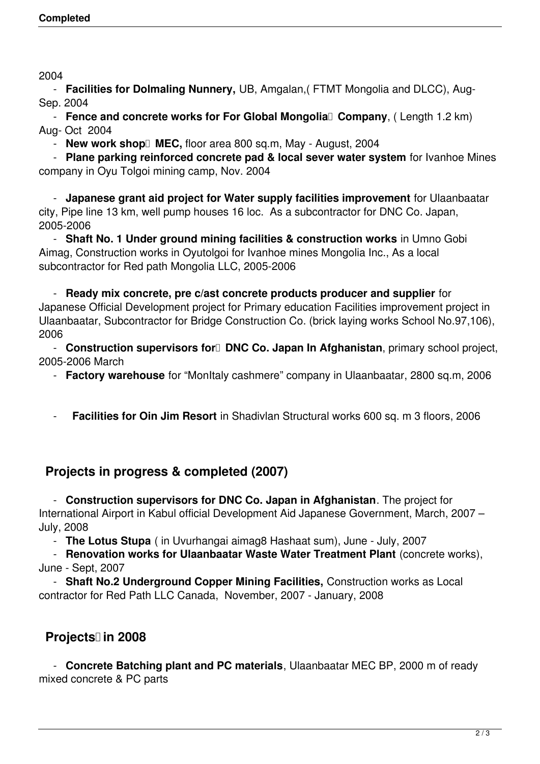2004

- **Facilities for Dolmaling Nunnery,** UB, Amgalan,( FTMT Mongolia and DLCC), Aug- Sep. 2004
- **Fence and concrete works for For Global Mongolia Company**, ( Length 1.2 km) Aug- Oct 2004
- **New work shop MEC,** floor area 800 sq.m, May - August, 2004
- **Plane parking reinforced concrete pad & local sever water system** for Ivanhoe Mines company in Oyu Tolgoi mining camp, Nov. 2004

- **Japanese grant aid project for Water supply facilities improvement** for Ulaanbaatar city, Pipe line 13 km, well pump houses 16 loc. As a subcontractor for DNC Co. Japan, 2005-2006
- **Shaft No. 1 Under ground mining facilities & construction works** in Umno Gobi Aimag, Construction works in Oyutolgoi for Ivanhoe mines Mongolia Inc., As a local subcontractor for Red path Mongolia LLC, 2005-2006

- **Ready mix concrete, pre c/ast concrete products producer and supplier** for Japanese Official Development project for Primary education Facilities improvement project in Ulaanbaatar, Subcontractor for Bridge Construction Co. (brick laying works School No.97,106), 2006
- **Construction supervisors for DNC Co. Japan In Afghanistan**, primary school project, 2005-2006 March
- **Factory warehouse** for "MonItaly cashmere" company in Ulaanbaatar, 2800 sq.m, 2006

- **Facilities for Oin Jim Resort** in Shadivlan Structural works 600 sq. m 3 floors, 2006

## Projects in progress & completed (2007)

- **Construction supervisors for DNC Co. Japan in Afghanistan**. The project for International Airport in Kabul official Development Aid Japanese Government, March, 2007 – July, 2008
- **The Lotus Stupa** ( in Uvurhangai aimag8 Hashaat sum), June - July, 2007
- **Renovation works for Ulaanbaatar Waste Water Treatment Plant** (concrete works), June - Sept, 2007
- **Shaft No.2 Underground Copper Mining Facilities,** Construction works as Local contractor for Red Path LLC Canada, November, 2007 - January, 2008

## Projects in 2008

- **Concrete Batching plant and PC materials**, Ulaanbaatar MEC BP, 2000 m of ready mixed concrete & PC parts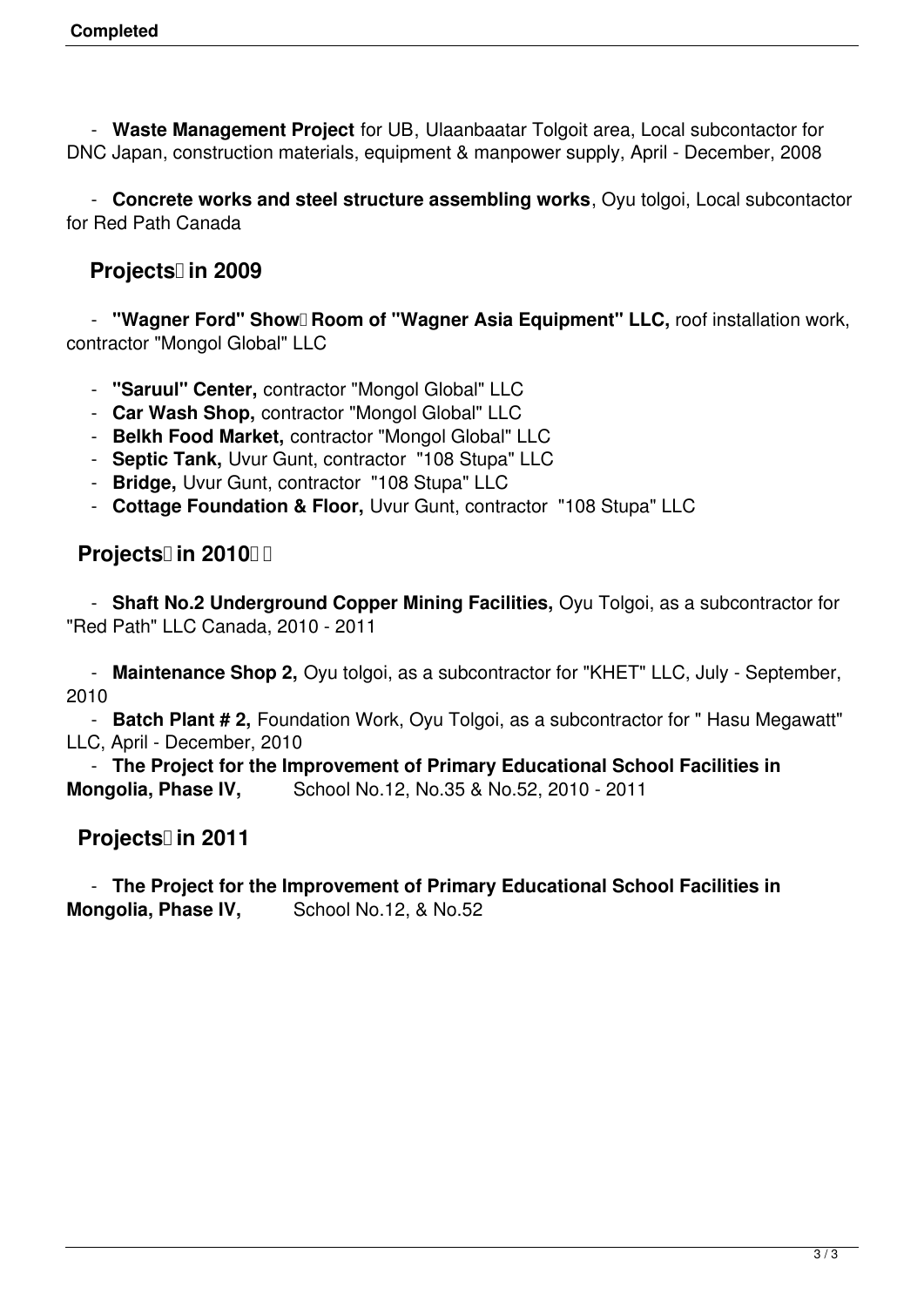- **Waste Management Project** for UB, Ulaanbaatar Tolgoit area, Local subcontactor for DNC Japan, construction materials, equipment & manpower supply, April - December, 2008

- **Concrete works and steel structure assembling works**, Oyu tolgoi, Local subcontactor for Red Path Canada

## Projects in 2009

- **"Wagner Ford" Show Room of "Wagner Asia Equipment" LLC,** roof installation work, contractor "Mongol Global" LLC
- **"Saruul" Center,** contractor "Mongol Global" LLC
- **Car Wash Shop,** contractor "Mongol Global" LLC
- **Belkh Food Market,** contractor "Mongol Global" LLC
- **Septic Tank,** Uvur Gunt, contractor "108 Stupa" LLC
- **Bridge,** Uvur Gunt, contractor "108 Stupa" LLC
- **Cottage Foundation & Floor,** Uvur Gunt, contractor "108 Stupa" LLC

## Projects in 2010

- **Shaft No.2 Underground Copper Mining Facilities,** Oyu Tolgoi, as a subcontractor for "Red Path" LLC Canada, 2010 - 2011
- **Maintenance Shop 2,** Oyu tolgoi, as a subcontractor for "KHET" LLC, July - September, 2010
- **Batch Plant # 2,** Foundation Work, Oyu Tolgoi, as a subcontractor for " Hasu Megawatt" LLC, April - December, 2010
- **The Project for the Improvement of Primary Educational School Facilities in Mongolia, Phase IV,** School No.12, No.35 & No.52, 2010 - 2011

## Projects in 2011

- **The Project for the Improvement of Primary Educational School Facilities in Mongolia, Phase IV,** School No.12, & No.52